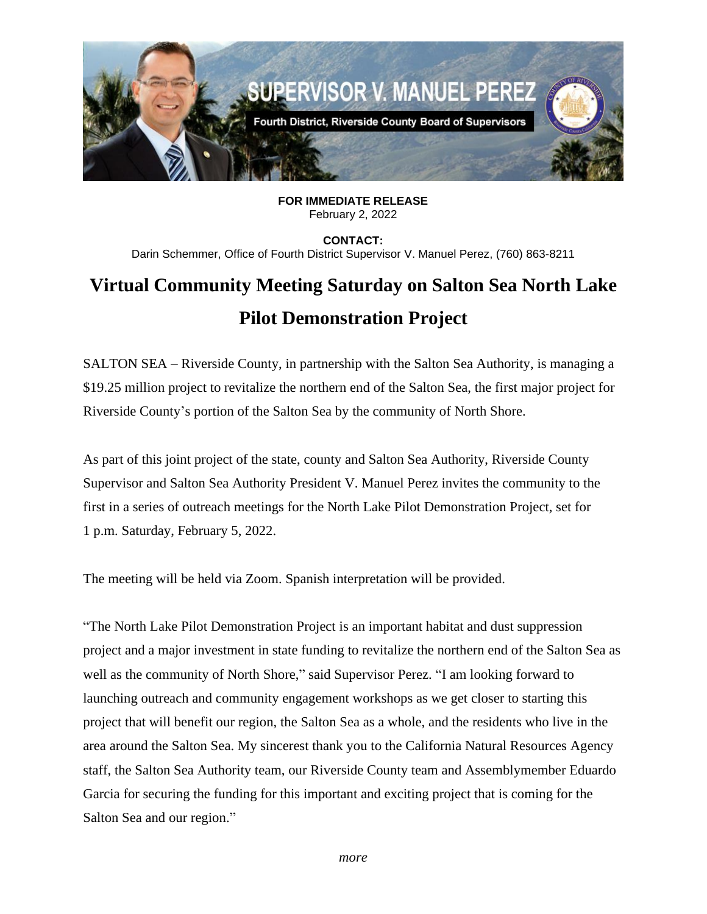SUPERVISOR V. MANUEL PEREZ

Fourth District, Riverside County Board of Supervisors

**FOR IMMEDIATE RELEASE**
February 2, 2022

**CONTACT:**
Darin Schemmer, Office of Fourth District Supervisor V. Manuel Perez, (760) 863-8211

# Virtual Community Meeting Saturday on Salton Sea North Lake Pilot Demonstration Project

SALTON SEA – Riverside County, in partnership with the Salton Sea Authority, is managing a $19.25 million project to revitalize the northern end of the Salton Sea, the first major project for Riverside County's portion of the Salton Sea by the community of North Shore.

As part of this joint project of the state, county and Salton Sea Authority, Riverside County Supervisor and Salton Sea Authority President V. Manuel Perez invites the community to the first in a series of outreach meetings for the North Lake Pilot Demonstration Project, set for 1 p.m. Saturday, February 5, 2022.

The meeting will be held via Zoom. Spanish interpretation will be provided.

"The North Lake Pilot Demonstration Project is an important habitat and dust suppression project and a major investment in state funding to revitalize the northern end of the Salton Sea as well as the community of North Shore," said Supervisor Perez. "I am looking forward to launching outreach and community engagement workshops as we get closer to starting this project that will benefit our region, the Salton Sea as a whole, and the residents who live in the area around the Salton Sea. My sincerest thank you to the California Natural Resources Agency staff, the Salton Sea Authority team, our Riverside County team and Assemblymember Eduardo Garcia for securing the funding for this important and exciting project that is coming for the Salton Sea and our region."

*more*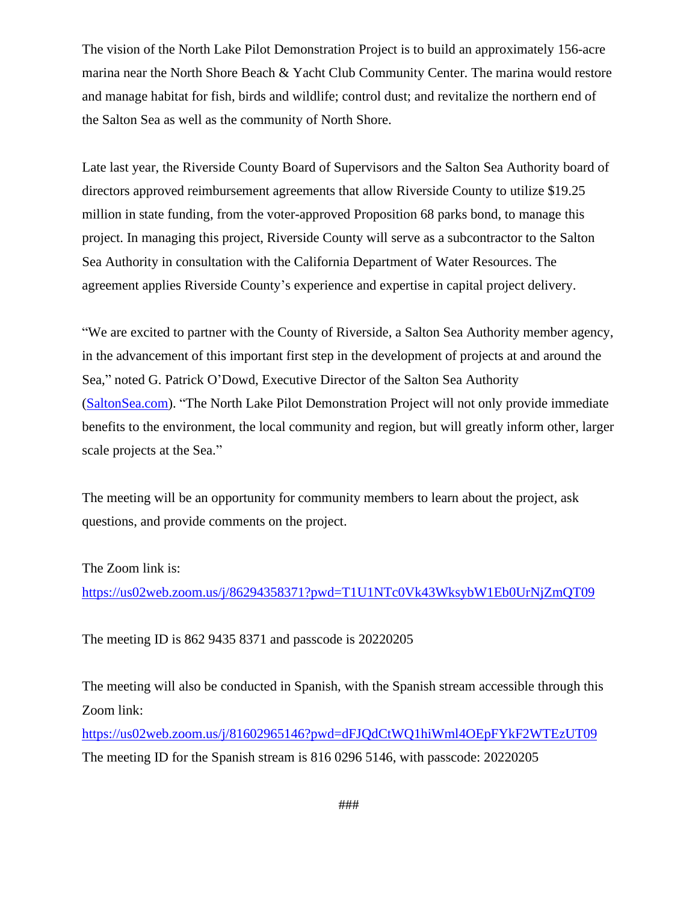The vision of the North Lake Pilot Demonstration Project is to build an approximately 156-acre marina near the North Shore Beach & Yacht Club Community Center. The marina would restore and manage habitat for fish, birds and wildlife; control dust; and revitalize the northern end of the Salton Sea as well as the community of North Shore.

Late last year, the Riverside County Board of Supervisors and the Salton Sea Authority board of directors approved reimbursement agreements that allow Riverside County to utilize $19.25 million in state funding, from the voter-approved Proposition 68 parks bond, to manage this project. In managing this project, Riverside County will serve as a subcontractor to the Salton Sea Authority in consultation with the California Department of Water Resources. The agreement applies Riverside County's experience and expertise in capital project delivery.

"We are excited to partner with the County of Riverside, a Salton Sea Authority member agency, in the advancement of this important first step in the development of projects at and around the Sea," noted G. Patrick O'Dowd, Executive Director of the Salton Sea Authority ([SaltonSea.com](http://SaltonSea.com)). "The North Lake Pilot Demonstration Project will not only provide immediate benefits to the environment, the local community and region, but will greatly inform other, larger scale projects at the Sea."

The meeting will be an opportunity for community members to learn about the project, ask questions, and provide comments on the project.

The Zoom link is:
https://us02web.zoom.us/j/86294358371?pwd=T1U1NTc0Vk43WksybW1Eb0UrNjZmQT09

The meeting ID is 862 9435 8371 and passcode is 20220205

The meeting will also be conducted in Spanish, with the Spanish stream accessible through this Zoom link:
https://us02web.zoom.us/j/81602965146?pwd=dFJQdCtWQ1hiWml4OEpFYkF2WTEzUT09
The meeting ID for the Spanish stream is 816 0296 5146, with passcode: 20220205

###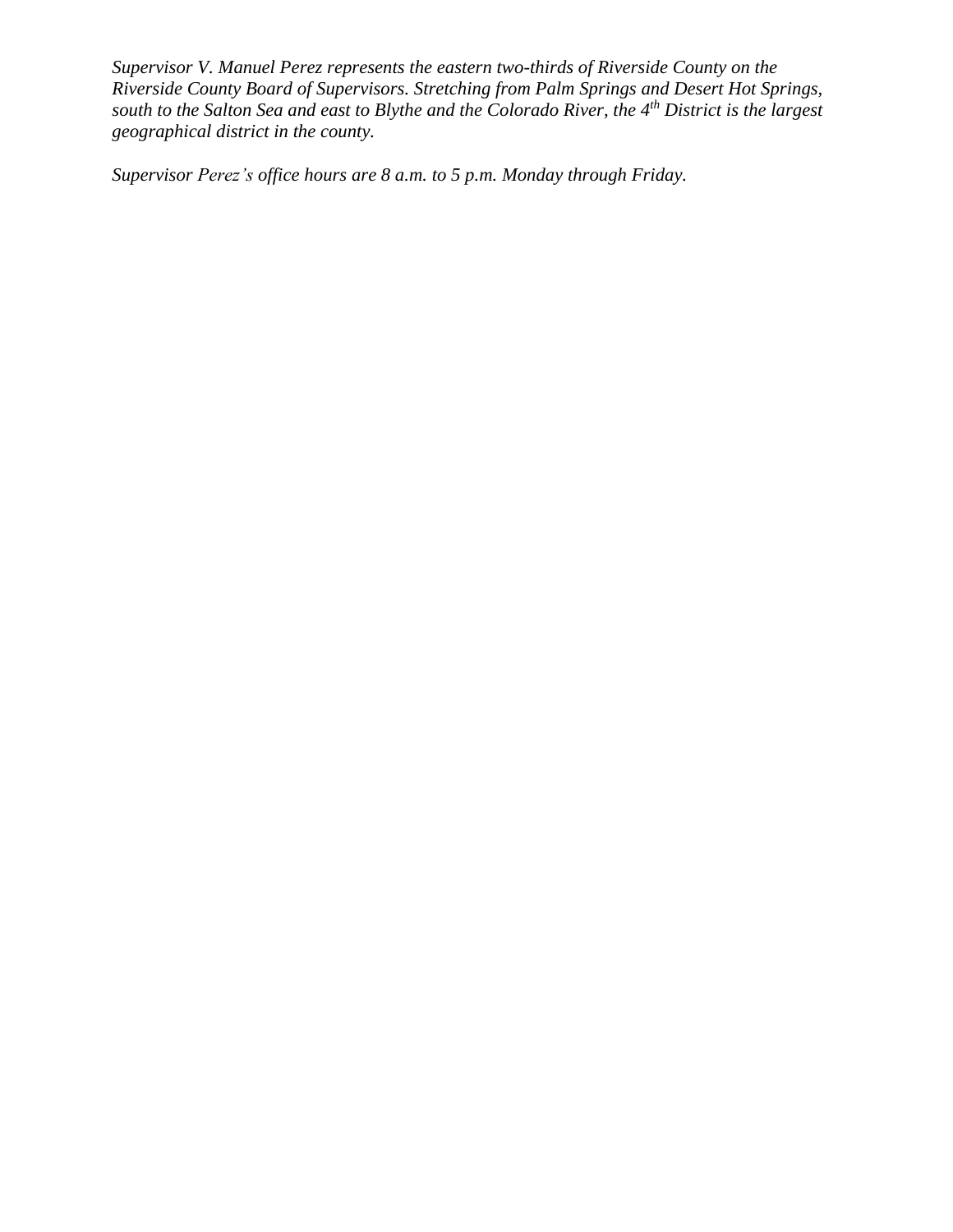*Supervisor V. Manuel Perez represents the eastern two-thirds of Riverside County on the Riverside County Board of Supervisors. Stretching from Palm Springs and Desert Hot Springs, south to the Salton Sea and east to Blythe and the Colorado River, the 4th District is the largest geographical district in the county.*

*Supervisor Perez's office hours are 8 a.m. to 5 p.m. Monday through Friday.*